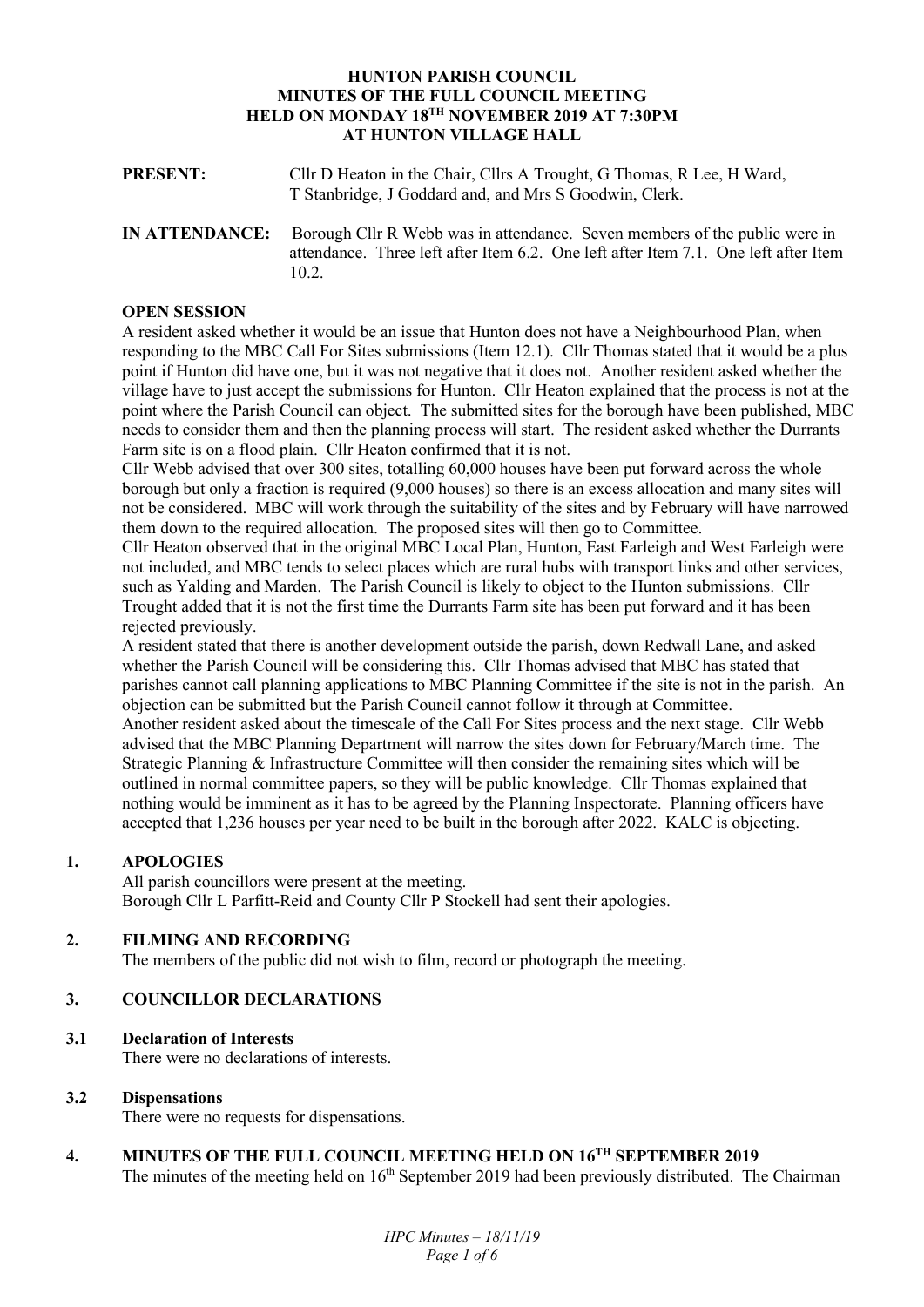# HUNTON PARISH COUNCIL
## MINUTES OF THE FULL COUNCIL MEETING
## HELD ON MONDAY 18TH NOVEMBER 2019 AT 7:30PM
## AT HUNTON VILLAGE HALL

**PRESENT:** Cllr D Heaton in the Chair, Cllrs A Trought, G Thomas, R Lee, H Ward, T Stanbridge, J Goddard and, and Mrs S Goodwin, Clerk.

**IN ATTENDANCE:** Borough Cllr R Webb was in attendance. Seven members of the public were in attendance. Three left after Item 6.2. One left after Item 7.1. One left after Item 10.2.

**OPEN SESSION**

A resident asked whether it would be an issue that Hunton does not have a Neighbourhood Plan, when responding to the MBC Call For Sites submissions (Item 12.1). Cllr Thomas stated that it would be a plus point if Hunton did have one, but it was not negative that it does not. Another resident asked whether the village have to just accept the submissions for Hunton. Cllr Heaton explained that the process is not at the point where the Parish Council can object. The submitted sites for the borough have been published, MBC needs to consider them and then the planning process will start. The resident asked whether the Durrants Farm site is on a flood plain. Cllr Heaton confirmed that it is not.

Cllr Webb advised that over 300 sites, totalling 60,000 houses have been put forward across the whole borough but only a fraction is required (9,000 houses) so there is an excess allocation and many sites will not be considered. MBC will work through the suitability of the sites and by February will have narrowed them down to the required allocation. The proposed sites will then go to Committee.

Cllr Heaton observed that in the original MBC Local Plan, Hunton, East Farleigh and West Farleigh were not included, and MBC tends to select places which are rural hubs with transport links and other services, such as Yalding and Marden. The Parish Council is likely to object to the Hunton submissions. Cllr Trought added that it is not the first time the Durrants Farm site has been put forward and it has been rejected previously.

A resident stated that there is another development outside the parish, down Redwall Lane, and asked whether the Parish Council will be considering this. Cllr Thomas advised that MBC has stated that parishes cannot call planning applications to MBC Planning Committee if the site is not in the parish. An objection can be submitted but the Parish Council cannot follow it through at Committee.

Another resident asked about the timescale of the Call For Sites process and the next stage. Cllr Webb advised that the MBC Planning Department will narrow the sites down for February/March time. The Strategic Planning & Infrastructure Committee will then consider the remaining sites which will be outlined in normal committee papers, so they will be public knowledge. Cllr Thomas explained that nothing would be imminent as it has to be agreed by the Planning Inspectorate. Planning officers have accepted that 1,236 houses per year need to be built in the borough after 2022. KALC is objecting.

## 1. APOLOGIES

All parish councillors were present at the meeting.
Borough Cllr L Parfitt-Reid and County Cllr P Stockell had sent their apologies.

## 2. FILMING AND RECORDING

The members of the public did not wish to film, record or photograph the meeting.

## 3. COUNCILLOR DECLARATIONS

### 3.1 Declaration of Interests

There were no declarations of interests.

### 3.2 Dispensations

There were no requests for dispensations.

## 4. MINUTES OF THE FULL COUNCIL MEETING HELD ON 16TH SEPTEMBER 2019

The minutes of the meeting held on 16th September 2019 had been previously distributed. The Chairman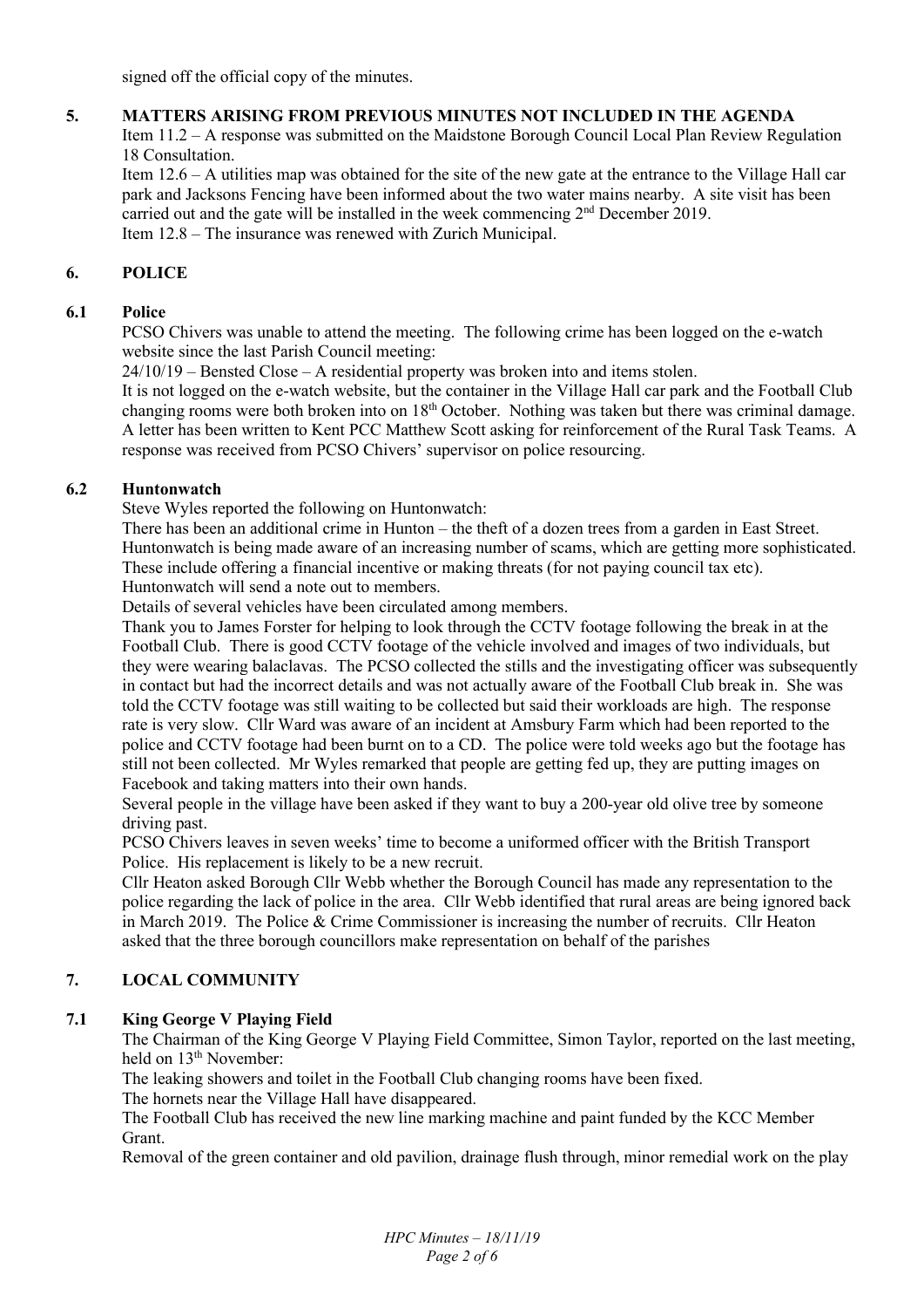signed off the official copy of the minutes.

## 5. MATTERS ARISING FROM PREVIOUS MINUTES NOT INCLUDED IN THE AGENDA

Item 11.2 – A response was submitted on the Maidstone Borough Council Local Plan Review Regulation 18 Consultation.

Item 12.6 – A utilities map was obtained for the site of the new gate at the entrance to the Village Hall car park and Jacksons Fencing have been informed about the two water mains nearby. A site visit has been carried out and the gate will be installed in the week commencing 2nd December 2019.

Item 12.8 – The insurance was renewed with Zurich Municipal.

## 6. POLICE

### 6.1 Police

PCSO Chivers was unable to attend the meeting. The following crime has been logged on the e-watch website since the last Parish Council meeting:

24/10/19 – Bensted Close – A residential property was broken into and items stolen.

It is not logged on the e-watch website, but the container in the Village Hall car park and the Football Club changing rooms were both broken into on 18th October. Nothing was taken but there was criminal damage. A letter has been written to Kent PCC Matthew Scott asking for reinforcement of the Rural Task Teams. A response was received from PCSO Chivers' supervisor on police resourcing.

### 6.2 Huntonwatch

Steve Wyles reported the following on Huntonwatch:

There has been an additional crime in Hunton – the theft of a dozen trees from a garden in East Street.

Huntonwatch is being made aware of an increasing number of scams, which are getting more sophisticated. These include offering a financial incentive or making threats (for not paying council tax etc). Huntonwatch will send a note out to members.

Details of several vehicles have been circulated among members.

Thank you to James Forster for helping to look through the CCTV footage following the break in at the Football Club. There is good CCTV footage of the vehicle involved and images of two individuals, but they were wearing balaclavas. The PCSO collected the stills and the investigating officer was subsequently in contact but had the incorrect details and was not actually aware of the Football Club break in. She was told the CCTV footage was still waiting to be collected but said their workloads are high. The response rate is very slow. Cllr Ward was aware of an incident at Amsbury Farm which had been reported to the police and CCTV footage had been burnt on to a CD. The police were told weeks ago but the footage has still not been collected. Mr Wyles remarked that people are getting fed up, they are putting images on Facebook and taking matters into their own hands.

Several people in the village have been asked if they want to buy a 200-year old olive tree by someone driving past.

PCSO Chivers leaves in seven weeks' time to become a uniformed officer with the British Transport Police. His replacement is likely to be a new recruit.

Cllr Heaton asked Borough Cllr Webb whether the Borough Council has made any representation to the police regarding the lack of police in the area. Cllr Webb identified that rural areas are being ignored back in March 2019. The Police & Crime Commissioner is increasing the number of recruits. Cllr Heaton asked that the three borough councillors make representation on behalf of the parishes

## 7. LOCAL COMMUNITY

### 7.1 King George V Playing Field

The Chairman of the King George V Playing Field Committee, Simon Taylor, reported on the last meeting, held on 13th November:

The leaking showers and toilet in the Football Club changing rooms have been fixed.

The hornets near the Village Hall have disappeared.

The Football Club has received the new line marking machine and paint funded by the KCC Member Grant.

Removal of the green container and old pavilion, drainage flush through, minor remedial work on the play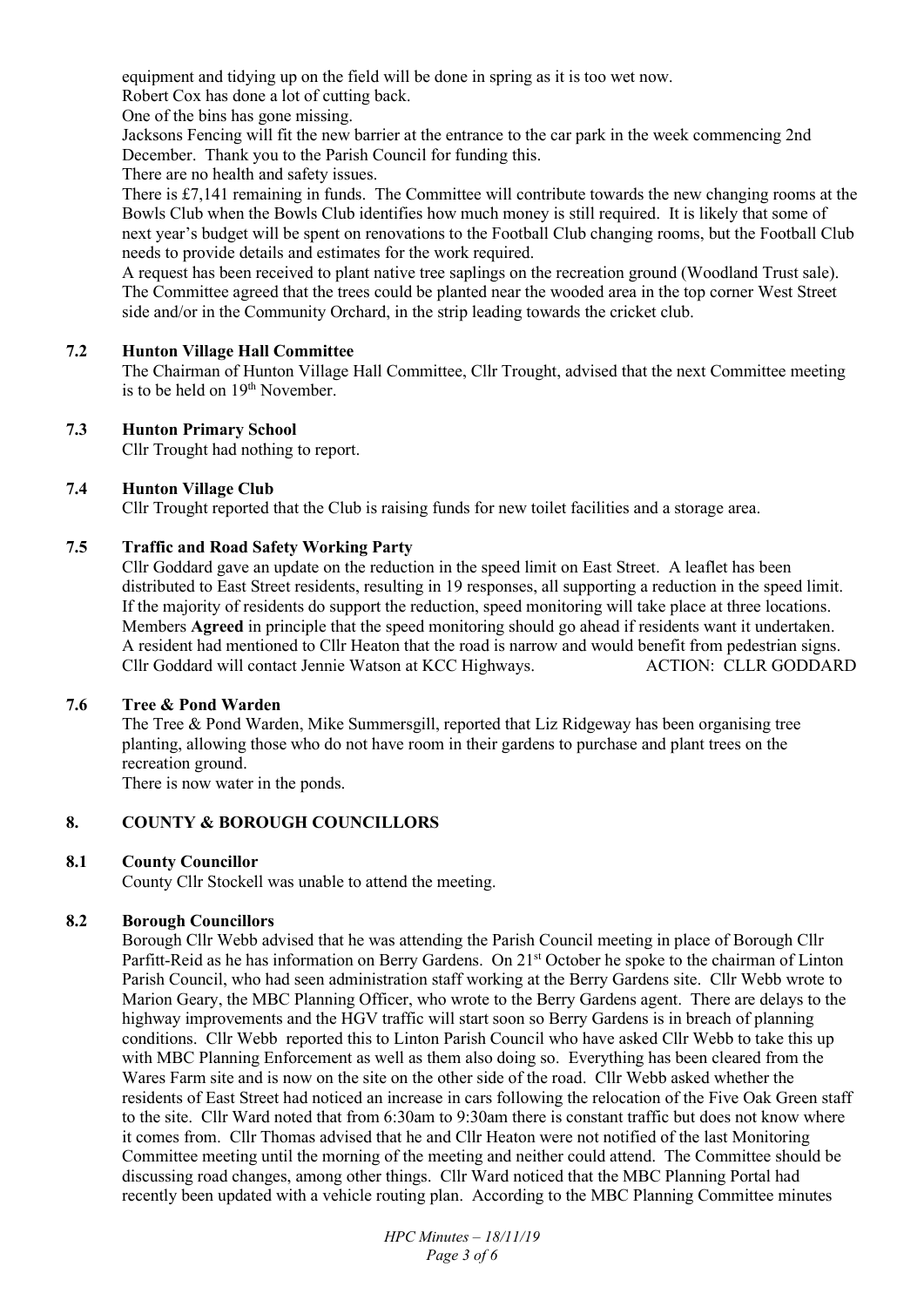equipment and tidying up on the field will be done in spring as it is too wet now.
Robert Cox has done a lot of cutting back.
One of the bins has gone missing.
Jacksons Fencing will fit the new barrier at the entrance to the car park in the week commencing 2nd December. Thank you to the Parish Council for funding this.
There are no health and safety issues.
There is £7,141 remaining in funds. The Committee will contribute towards the new changing rooms at the Bowls Club when the Bowls Club identifies how much money is still required. It is likely that some of next year's budget will be spent on renovations to the Football Club changing rooms, but the Football Club needs to provide details and estimates for the work required.
A request has been received to plant native tree saplings on the recreation ground (Woodland Trust sale). The Committee agreed that the trees could be planted near the wooded area in the top corner West Street side and/or in the Community Orchard, in the strip leading towards the cricket club.

### 7.2 Hunton Village Hall Committee

The Chairman of Hunton Village Hall Committee, Cllr Trought, advised that the next Committee meeting is to be held on 19th November.

### 7.3 Hunton Primary School

Cllr Trought had nothing to report.

### 7.4 Hunton Village Club

Cllr Trought reported that the Club is raising funds for new toilet facilities and a storage area.

### 7.5 Traffic and Road Safety Working Party

Cllr Goddard gave an update on the reduction in the speed limit on East Street. A leaflet has been distributed to East Street residents, resulting in 19 responses, all supporting a reduction in the speed limit. If the majority of residents do support the reduction, speed monitoring will take place at three locations. Members **Agreed** in principle that the speed monitoring should go ahead if residents want it undertaken. A resident had mentioned to Cllr Heaton that the road is narrow and would benefit from pedestrian signs. Cllr Goddard will contact Jennie Watson at KCC Highways. ACTION: CLLR GODDARD

### 7.6 Tree & Pond Warden

The Tree & Pond Warden, Mike Summersgill, reported that Liz Ridgeway has been organising tree planting, allowing those who do not have room in their gardens to purchase and plant trees on the recreation ground.
There is now water in the ponds.

## 8. COUNTY & BOROUGH COUNCILLORS

### 8.1 County Councillor

County Cllr Stockell was unable to attend the meeting.

### 8.2 Borough Councillors

Borough Cllr Webb advised that he was attending the Parish Council meeting in place of Borough Cllr Parfitt-Reid as he has information on Berry Gardens. On 21st October he spoke to the chairman of Linton Parish Council, who had seen administration staff working at the Berry Gardens site. Cllr Webb wrote to Marion Geary, the MBC Planning Officer, who wrote to the Berry Gardens agent. There are delays to the highway improvements and the HGV traffic will start soon so Berry Gardens is in breach of planning conditions. Cllr Webb reported this to Linton Parish Council who have asked Cllr Webb to take this up with MBC Planning Enforcement as well as them also doing so. Everything has been cleared from the Wares Farm site and is now on the site on the other side of the road. Cllr Webb asked whether the residents of East Street had noticed an increase in cars following the relocation of the Five Oak Green staff to the site. Cllr Ward noted that from 6:30am to 9:30am there is constant traffic but does not know where it comes from. Cllr Thomas advised that he and Cllr Heaton were not notified of the last Monitoring Committee meeting until the morning of the meeting and neither could attend. The Committee should be discussing road changes, among other things. Cllr Ward noticed that the MBC Planning Portal had recently been updated with a vehicle routing plan. According to the MBC Planning Committee minutes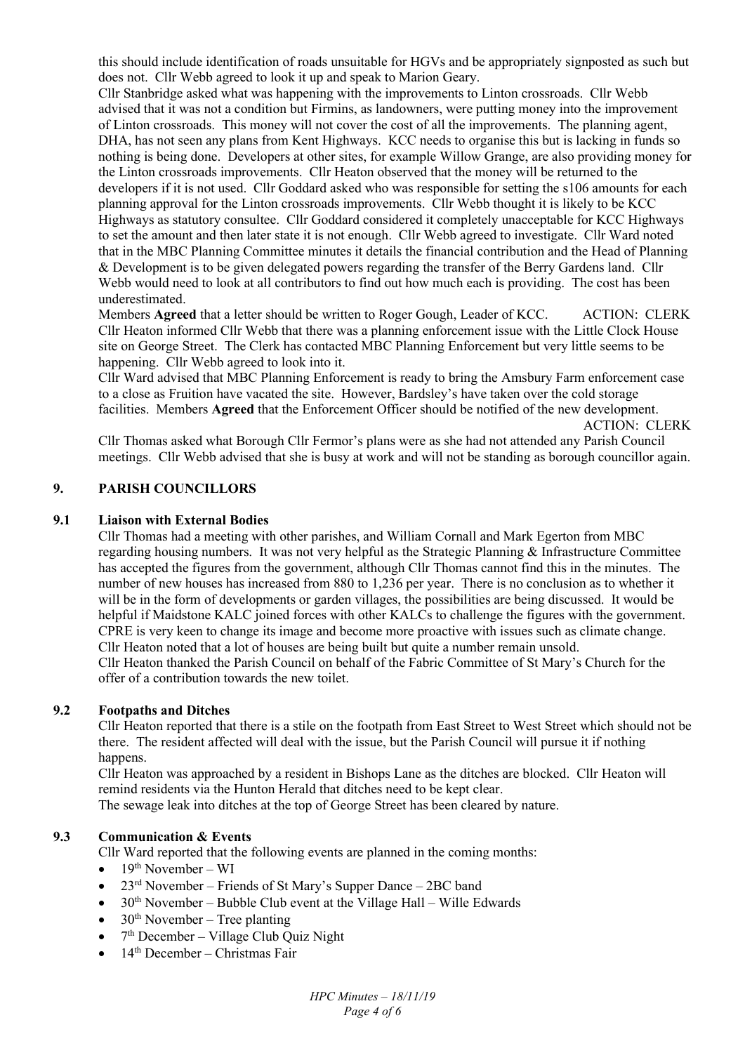this should include identification of roads unsuitable for HGVs and be appropriately signposted as such but does not. Cllr Webb agreed to look it up and speak to Marion Geary.

Cllr Stanbridge asked what was happening with the improvements to Linton crossroads. Cllr Webb advised that it was not a condition but Firmins, as landowners, were putting money into the improvement of Linton crossroads. This money will not cover the cost of all the improvements. The planning agent, DHA, has not seen any plans from Kent Highways. KCC needs to organise this but is lacking in funds so nothing is being done. Developers at other sites, for example Willow Grange, are also providing money for the Linton crossroads improvements. Cllr Heaton observed that the money will be returned to the developers if it is not used. Cllr Goddard asked who was responsible for setting the s106 amounts for each planning approval for the Linton crossroads improvements. Cllr Webb thought it is likely to be KCC Highways as statutory consultee. Cllr Goddard considered it completely unacceptable for KCC Highways to set the amount and then later state it is not enough. Cllr Webb agreed to investigate. Cllr Ward noted that in the MBC Planning Committee minutes it details the financial contribution and the Head of Planning & Development is to be given delegated powers regarding the transfer of the Berry Gardens land. Cllr Webb would need to look at all contributors to find out how much each is providing. The cost has been underestimated.

Members **Agreed** that a letter should be written to Roger Gough, Leader of KCC. ACTION: CLERK

Cllr Heaton informed Cllr Webb that there was a planning enforcement issue with the Little Clock House site on George Street. The Clerk has contacted MBC Planning Enforcement but very little seems to be happening. Cllr Webb agreed to look into it.

Cllr Ward advised that MBC Planning Enforcement is ready to bring the Amsbury Farm enforcement case to a close as Fruition have vacated the site. However, Bardsley's have taken over the cold storage facilities. Members **Agreed** that the Enforcement Officer should be notified of the new development.

ACTION: CLERK

Cllr Thomas asked what Borough Cllr Fermor's plans were as she had not attended any Parish Council meetings. Cllr Webb advised that she is busy at work and will not be standing as borough councillor again.

## 9. PARISH COUNCILLORS

### 9.1 Liaison with External Bodies

Cllr Thomas had a meeting with other parishes, and William Cornall and Mark Egerton from MBC regarding housing numbers. It was not very helpful as the Strategic Planning & Infrastructure Committee has accepted the figures from the government, although Cllr Thomas cannot find this in the minutes. The number of new houses has increased from 880 to 1,236 per year. There is no conclusion as to whether it will be in the form of developments or garden villages, the possibilities are being discussed. It would be helpful if Maidstone KALC joined forces with other KALCs to challenge the figures with the government. CPRE is very keen to change its image and become more proactive with issues such as climate change.

Cllr Heaton noted that a lot of houses are being built but quite a number remain unsold.

Cllr Heaton thanked the Parish Council on behalf of the Fabric Committee of St Mary's Church for the offer of a contribution towards the new toilet.

### 9.2 Footpaths and Ditches

Cllr Heaton reported that there is a stile on the footpath from East Street to West Street which should not be there. The resident affected will deal with the issue, but the Parish Council will pursue it if nothing happens.

Cllr Heaton was approached by a resident in Bishops Lane as the ditches are blocked. Cllr Heaton will remind residents via the Hunton Herald that ditches need to be kept clear.

The sewage leak into ditches at the top of George Street has been cleared by nature.

### 9.3 Communication & Events

Cllr Ward reported that the following events are planned in the coming months:

- 19th November – WI
- 23rd November – Friends of St Mary's Supper Dance – 2BC band
- 30th November – Bubble Club event at the Village Hall – Wille Edwards
- 30th November – Tree planting
- 7th December – Village Club Quiz Night
- 14th December – Christmas Fair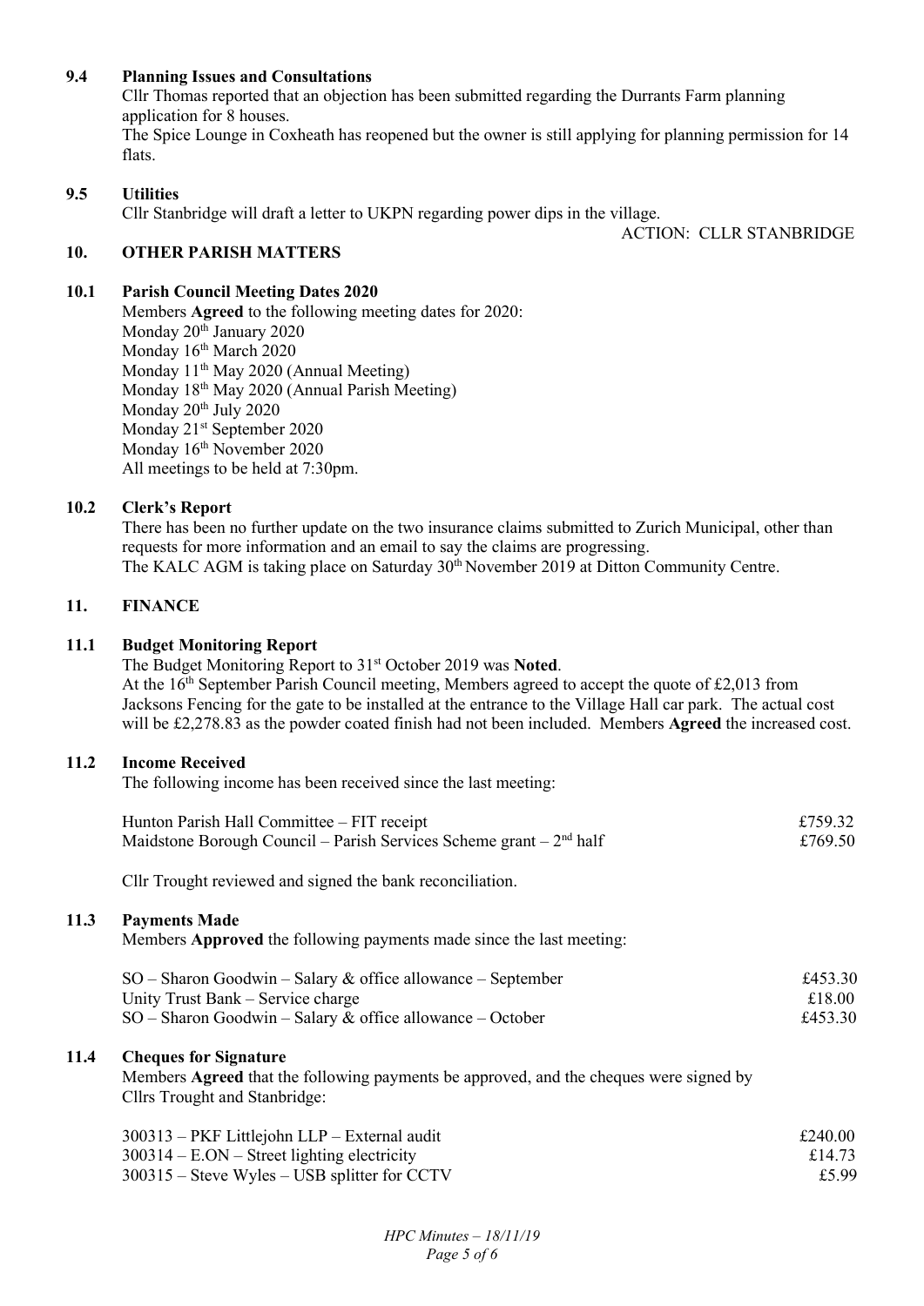### 9.4 Planning Issues and Consultations

Cllr Thomas reported that an objection has been submitted regarding the Durrants Farm planning application for 8 houses.

The Spice Lounge in Coxheath has reopened but the owner is still applying for planning permission for 14 flats.

### 9.5 Utilities

Cllr Stanbridge will draft a letter to UKPN regarding power dips in the village.

ACTION: CLLR STANBRIDGE

## 10. OTHER PARISH MATTERS

### 10.1 Parish Council Meeting Dates 2020

Members **Agreed** to the following meeting dates for 2020:

Monday 20th January 2020
Monday 16th March 2020
Monday 11th May 2020 (Annual Meeting)
Monday 18th May 2020 (Annual Parish Meeting)
Monday 20th July 2020
Monday 21st September 2020
Monday 16th November 2020
All meetings to be held at 7:30pm.

### 10.2 Clerk's Report

There has been no further update on the two insurance claims submitted to Zurich Municipal, other than requests for more information and an email to say the claims are progressing.

The KALC AGM is taking place on Saturday 30th November 2019 at Ditton Community Centre.

## 11. FINANCE

### 11.1 Budget Monitoring Report

The Budget Monitoring Report to 31st October 2019 was **Noted**.

At the 16th September Parish Council meeting, Members agreed to accept the quote of £2,013 from Jacksons Fencing for the gate to be installed at the entrance to the Village Hall car park. The actual cost will be £2,278.83 as the powder coated finish had not been included. Members **Agreed** the increased cost.

### 11.2 Income Received

The following income has been received since the last meeting:

| | |
|---|---|
| Hunton Parish Hall Committee – FIT receipt | £759.32 |
| Maidstone Borough Council – Parish Services Scheme grant – 2nd half | £769.50 |

Cllr Trought reviewed and signed the bank reconciliation.

### 11.3 Payments Made

Members **Approved** the following payments made since the last meeting:

| | |
|---|---|
| SO – Sharon Goodwin – Salary & office allowance – September | £453.30 |
| Unity Trust Bank – Service charge | £18.00 |
| SO – Sharon Goodwin – Salary & office allowance – October | £453.30 |

### 11.4 Cheques for Signature

Members **Agreed** that the following payments be approved, and the cheques were signed by Cllrs Trought and Stanbridge:

| | |
|---|---|
| 300313 – PKF Littlejohn LLP – External audit | £240.00 |
| 300314 – E.ON – Street lighting electricity | £14.73 |
| 300315 – Steve Wyles – USB splitter for CCTV | £5.99 |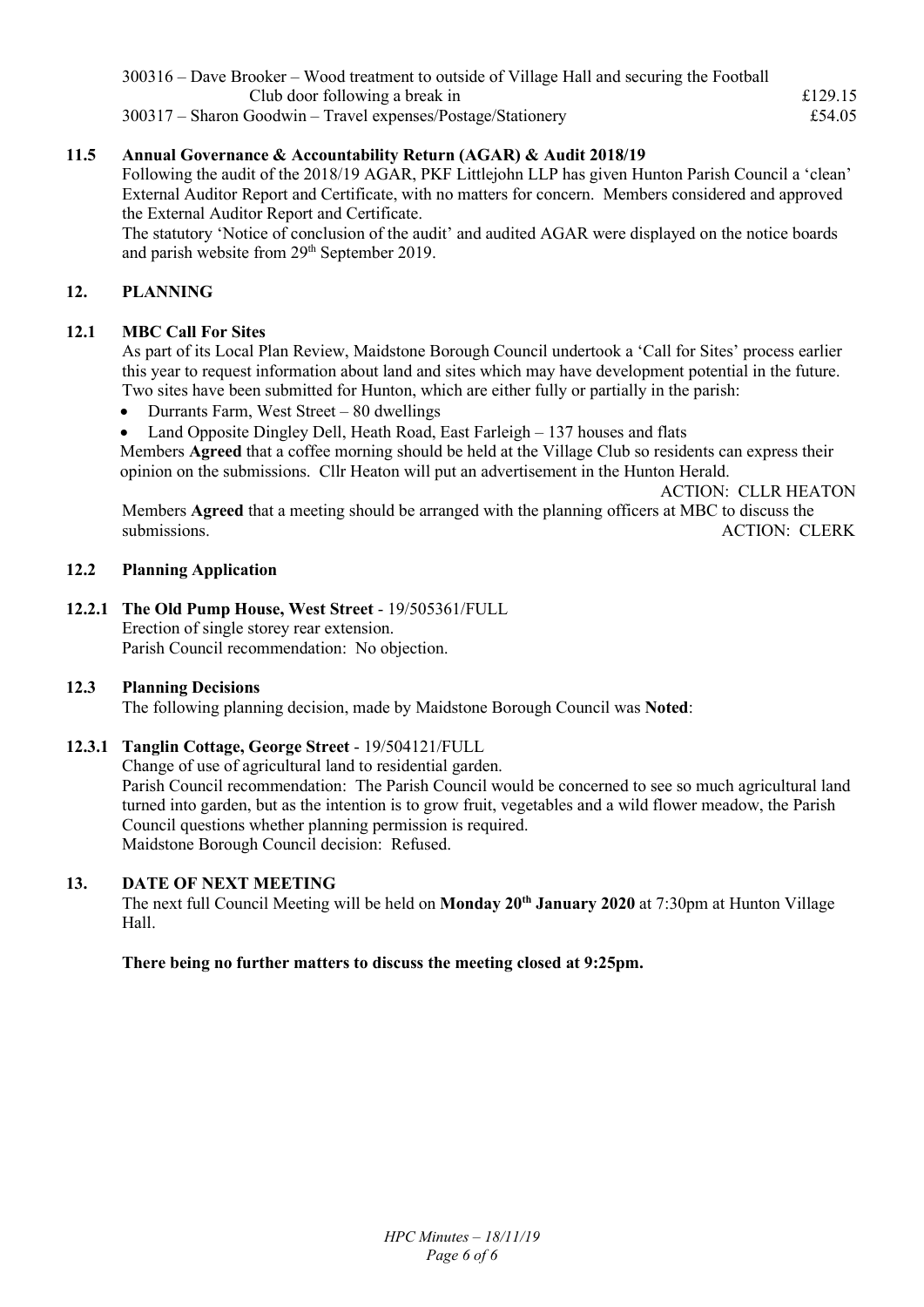300316 – Dave Brooker – Wood treatment to outside of Village Hall and securing the Football Club door following a break in £129.15

300317 – Sharon Goodwin – Travel expenses/Postage/Stationery £54.05

### 11.5 Annual Governance & Accountability Return (AGAR) & Audit 2018/19

Following the audit of the 2018/19 AGAR, PKF Littlejohn LLP has given Hunton Parish Council a 'clean' External Auditor Report and Certificate, with no matters for concern. Members considered and approved the External Auditor Report and Certificate.

The statutory 'Notice of conclusion of the audit' and audited AGAR were displayed on the notice boards and parish website from 29th September 2019.

## 12. PLANNING

### 12.1 MBC Call For Sites

As part of its Local Plan Review, Maidstone Borough Council undertook a 'Call for Sites' process earlier this year to request information about land and sites which may have development potential in the future. Two sites have been submitted for Hunton, which are either fully or partially in the parish:

- Durrants Farm, West Street – 80 dwellings
- Land Opposite Dingley Dell, Heath Road, East Farleigh – 137 houses and flats

Members **Agreed** that a coffee morning should be held at the Village Club so residents can express their opinion on the submissions. Cllr Heaton will put an advertisement in the Hunton Herald.

ACTION: CLLR HEATON

Members **Agreed** that a meeting should be arranged with the planning officers at MBC to discuss the submissions.

ACTION: CLERK

### 12.2 Planning Application

#### 12.2.1 The Old Pump House, West Street - 19/505361/FULL

Erection of single storey rear extension.
Parish Council recommendation: No objection.

### 12.3 Planning Decisions

The following planning decision, made by Maidstone Borough Council was **Noted**:

#### 12.3.1 Tanglin Cottage, George Street - 19/504121/FULL

Change of use of agricultural land to residential garden.
Parish Council recommendation: The Parish Council would be concerned to see so much agricultural land turned into garden, but as the intention is to grow fruit, vegetables and a wild flower meadow, the Parish Council questions whether planning permission is required.
Maidstone Borough Council decision: Refused.

## 13. DATE OF NEXT MEETING

The next full Council Meeting will be held on **Monday 20th January 2020** at 7:30pm at Hunton Village Hall.

**There being no further matters to discuss the meeting closed at 9:25pm.**